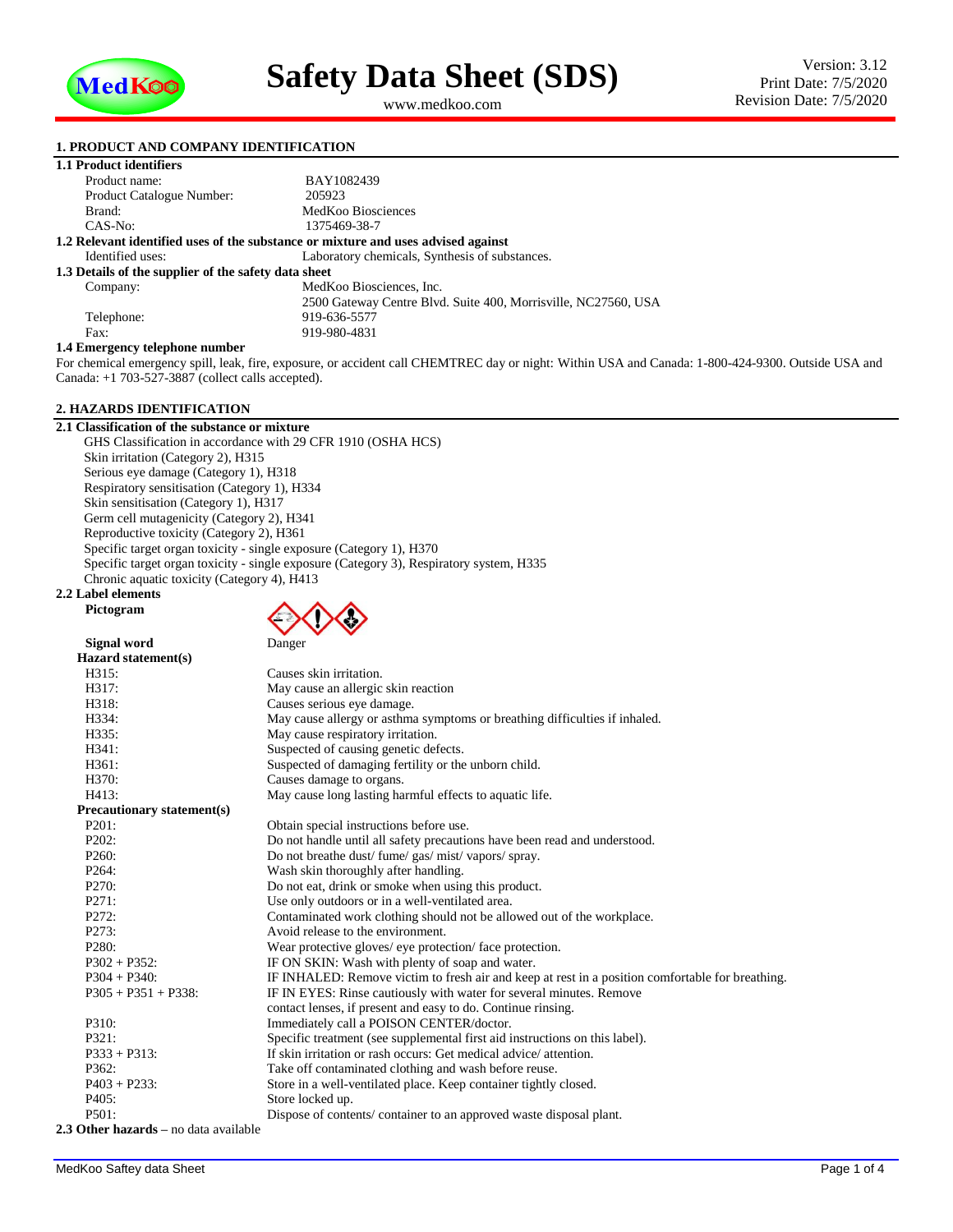# Safety Data Sheet (SDS)

www.medkoo.com

Version: 3.12
Print Date: 7/5/2020
Revision Date: 7/5/2020

## 1. PRODUCT AND COMPANY IDENTIFICATION

### 1.1 Product identifiers

| | |
|---|---|
| Product name: | BAY1082439 |
| Product Catalogue Number: | 205923 |
| Brand: | MedKoo Biosciences |
| CAS-No: | 1375469-38-7 |

### 1.2 Relevant identified uses of the substance or mixture and uses advised against

Identified uses: Laboratory chemicals, Synthesis of substances.

### 1.3 Details of the supplier of the safety data sheet

| | |
|---|---|
| Company: | MedKoo Biosciences, Inc. |
| | 2500 Gateway Centre Blvd. Suite 400, Morrisville, NC27560, USA |
| Telephone: | 919-636-5577 |
| Fax: | 919-980-4831 |

### 1.4 Emergency telephone number

For chemical emergency spill, leak, fire, exposure, or accident call CHEMTREC day or night: Within USA and Canada: 1-800-424-9300. Outside USA and Canada: +1 703-527-3887 (collect calls accepted).

## 2. HAZARDS IDENTIFICATION

### 2.1 Classification of the substance or mixture

GHS Classification in accordance with 29 CFR 1910 (OSHA HCS)
Skin irritation (Category 2), H315
Serious eye damage (Category 1), H318
Respiratory sensitisation (Category 1), H334
Skin sensitisation (Category 1), H317
Germ cell mutagenicity (Category 2), H341
Reproductive toxicity (Category 2), H361
Specific target organ toxicity - single exposure (Category 1), H370
Specific target organ toxicity - single exposure (Category 3), Respiratory system, H335
Chronic aquatic toxicity (Category 4), H413

### 2.2 Label elements

**Pictogram**

**Signal word** Danger

**Hazard statement(s)**

| | |
|---|---|
| H315: | Causes skin irritation. |
| H317: | May cause an allergic skin reaction |
| H318: | Causes serious eye damage. |
| H334: | May cause allergy or asthma symptoms or breathing difficulties if inhaled. |
| H335: | May cause respiratory irritation. |
| H341: | Suspected of causing genetic defects. |
| H361: | Suspected of damaging fertility or the unborn child. |
| H370: | Causes damage to organs. |
| H413: | May cause long lasting harmful effects to aquatic life. |

**Precautionary statement(s)**

| | |
|---|---|
| P201: | Obtain special instructions before use. |
| P202: | Do not handle until all safety precautions have been read and understood. |
| P260: | Do not breathe dust/ fume/ gas/ mist/ vapors/ spray. |
| P264: | Wash skin thoroughly after handling. |
| P270: | Do not eat, drink or smoke when using this product. |
| P271: | Use only outdoors or in a well-ventilated area. |
| P272: | Contaminated work clothing should not be allowed out of the workplace. |
| P273: | Avoid release to the environment. |
| P280: | Wear protective gloves/ eye protection/ face protection. |
| P302 + P352: | IF ON SKIN: Wash with plenty of soap and water. |
| P304 + P340: | IF INHALED: Remove victim to fresh air and keep at rest in a position comfortable for breathing. |
| P305 + P351 + P338: | IF IN EYES: Rinse cautiously with water for several minutes. Remove contact lenses, if present and easy to do. Continue rinsing. |
| P310: | Immediately call a POISON CENTER/doctor. |
| P321: | Specific treatment (see supplemental first aid instructions on this label). |
| P333 + P313: | If skin irritation or rash occurs: Get medical advice/ attention. |
| P362: | Take off contaminated clothing and wash before reuse. |
| P403 + P233: | Store in a well-ventilated place. Keep container tightly closed. |
| P405: | Store locked up. |
| P501: | Dispose of contents/ container to an approved waste disposal plant. |

**2.3 Other hazards** – no data available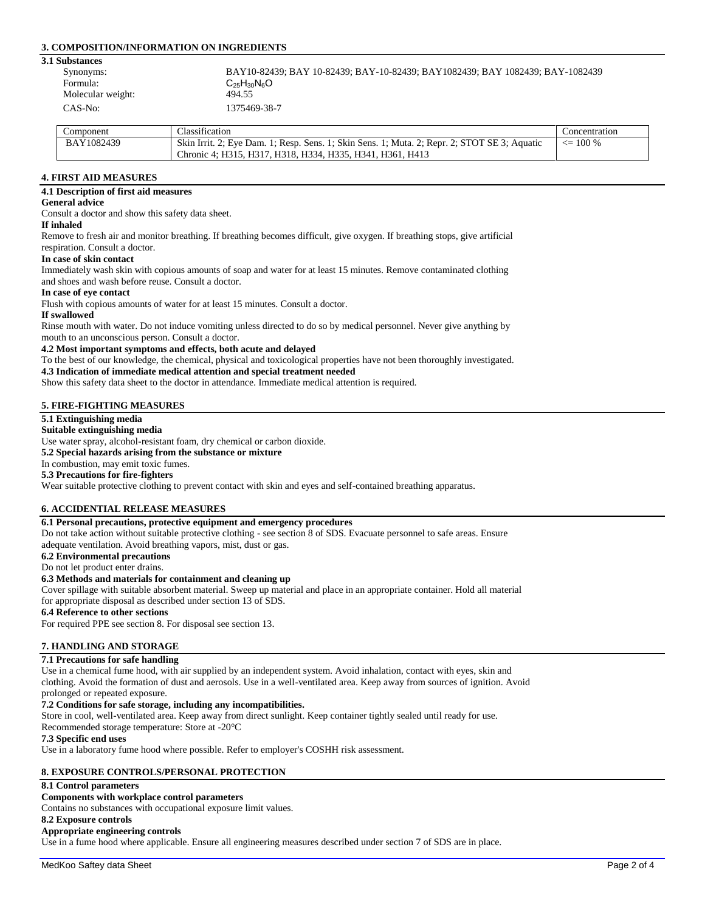## 3. COMPOSITION/INFORMATION ON INGREDIENTS

### 3.1 Substances

Synonyms: BAY10-82439; BAY 10-82439; BAY-10-82439; BAY1082439; BAY 1082439; BAY-1082439

Formula: $C_{25}H_{30}N_6O$

Molecular weight: 494.55

CAS-No: 1375469-38-7

| Component | Classification | Concentration |
|---|---|---|
| BAY1082439 | Skin Irrit. 2; Eye Dam. 1; Resp. Sens. 1; Skin Sens. 1; Muta. 2; Repr. 2; STOT SE 3; Aquatic Chronic 4; H315, H317, H318, H334, H335, H341, H361, H413 | <= 100 % |

## 4. FIRST AID MEASURES

### 4.1 Description of first aid measures

**General advice**

Consult a doctor and show this safety data sheet.

**If inhaled**

Remove to fresh air and monitor breathing. If breathing becomes difficult, give oxygen. If breathing stops, give artificial respiration. Consult a doctor.

**In case of skin contact**

Immediately wash skin with copious amounts of soap and water for at least 15 minutes. Remove contaminated clothing and shoes and wash before reuse. Consult a doctor.

**In case of eye contact**

Flush with copious amounts of water for at least 15 minutes. Consult a doctor.

**If swallowed**

Rinse mouth with water. Do not induce vomiting unless directed to do so by medical personnel. Never give anything by mouth to an unconscious person. Consult a doctor.

### 4.2 Most important symptoms and effects, both acute and delayed

To the best of our knowledge, the chemical, physical and toxicological properties have not been thoroughly investigated.

### 4.3 Indication of immediate medical attention and special treatment needed

Show this safety data sheet to the doctor in attendance. Immediate medical attention is required.

## 5. FIRE-FIGHTING MEASURES

### 5.1 Extinguishing media

**Suitable extinguishing media**

Use water spray, alcohol-resistant foam, dry chemical or carbon dioxide.

### 5.2 Special hazards arising from the substance or mixture

In combustion, may emit toxic fumes.

### 5.3 Precautions for fire-fighters

Wear suitable protective clothing to prevent contact with skin and eyes and self-contained breathing apparatus.

## 6. ACCIDENTIAL RELEASE MEASURES

### 6.1 Personal precautions, protective equipment and emergency procedures

Do not take action without suitable protective clothing - see section 8 of SDS. Evacuate personnel to safe areas. Ensure adequate ventilation. Avoid breathing vapors, mist, dust or gas.

### 6.2 Environmental precautions

Do not let product enter drains.

### 6.3 Methods and materials for containment and cleaning up

Cover spillage with suitable absorbent material. Sweep up material and place in an appropriate container. Hold all material for appropriate disposal as described under section 13 of SDS.

### 6.4 Reference to other sections

For required PPE see section 8. For disposal see section 13.

## 7. HANDLING AND STORAGE

### 7.1 Precautions for safe handling

Use in a chemical fume hood, with air supplied by an independent system. Avoid inhalation, contact with eyes, skin and clothing. Avoid the formation of dust and aerosols. Use in a well-ventilated area. Keep away from sources of ignition. Avoid prolonged or repeated exposure.

### 7.2 Conditions for safe storage, including any incompatibilities.

Store in cool, well-ventilated area. Keep away from direct sunlight. Keep container tightly sealed until ready for use.

Recommended storage temperature: Store at -20°C

### 7.3 Specific end uses

Use in a laboratory fume hood where possible. Refer to employer's COSHH risk assessment.

## 8. EXPOSURE CONTROLS/PERSONAL PROTECTION

### 8.1 Control parameters

**Components with workplace control parameters**

Contains no substances with occupational exposure limit values.

### 8.2 Exposure controls

**Appropriate engineering controls**

Use in a fume hood where applicable. Ensure all engineering measures described under section 7 of SDS are in place.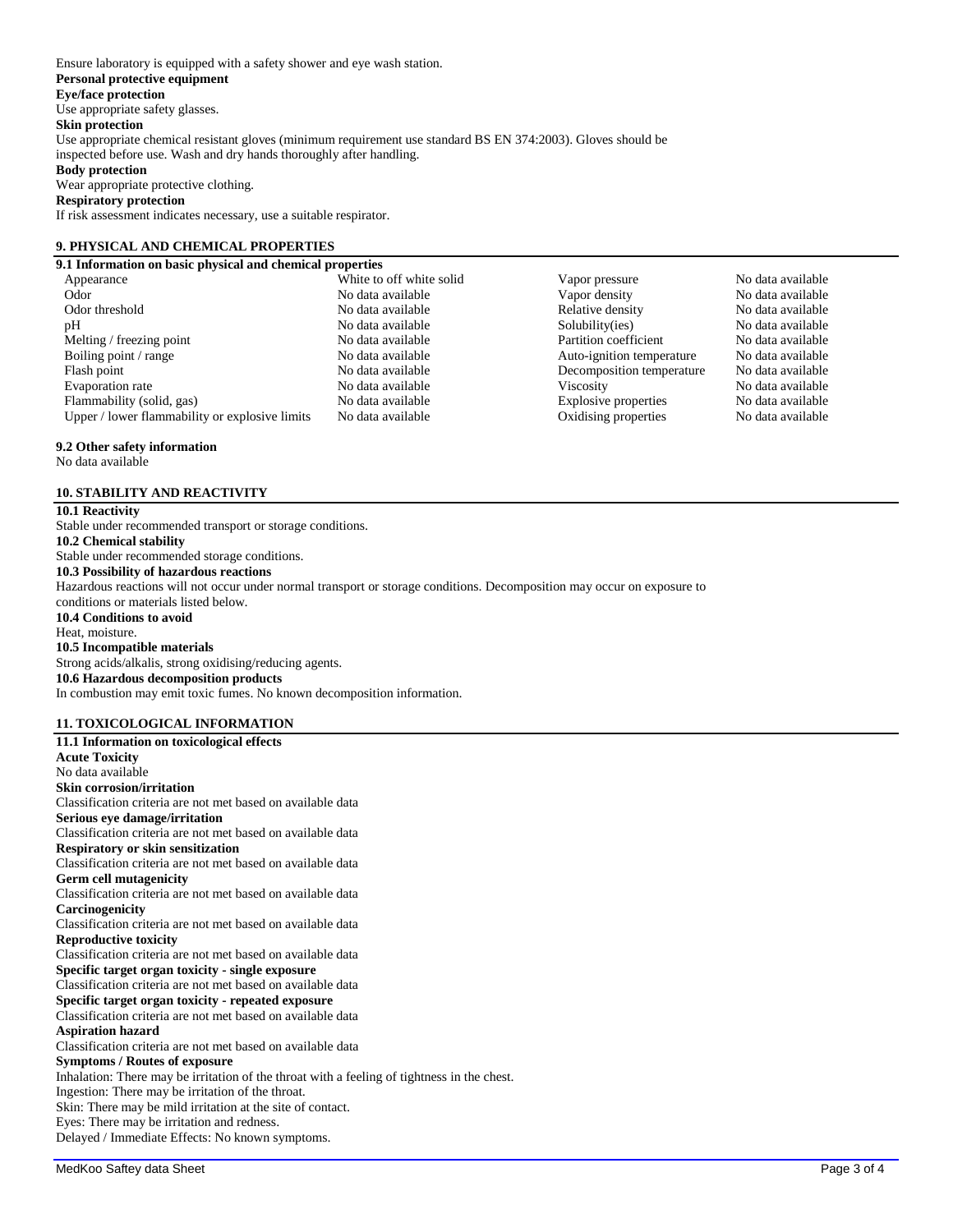Ensure laboratory is equipped with a safety shower and eye wash station.

**Personal protective equipment**

**Eye/face protection**

Use appropriate safety glasses.

**Skin protection**

Use appropriate chemical resistant gloves (minimum requirement use standard BS EN 374:2003). Gloves should be inspected before use. Wash and dry hands thoroughly after handling.

**Body protection**

Wear appropriate protective clothing.

**Respiratory protection**

If risk assessment indicates necessary, use a suitable respirator.

## 9. PHYSICAL AND CHEMICAL PROPERTIES

### 9.1 Information on basic physical and chemical properties

| | | | |
|---|---|---|---|
| Appearance | White to off white solid | Vapor pressure | No data available |
| Odor | No data available | Vapor density | No data available |
| Odor threshold | No data available | Relative density | No data available |
| pH | No data available | Solubility(ies) | No data available |
| Melting / freezing point | No data available | Partition coefficient | No data available |
| Boiling point / range | No data available | Auto-ignition temperature | No data available |
| Flash point | No data available | Decomposition temperature | No data available |
| Evaporation rate | No data available | Viscosity | No data available |
| Flammability (solid, gas) | No data available | Explosive properties | No data available |
| Upper / lower flammability or explosive limits | No data available | Oxidising properties | No data available |

### 9.2 Other safety information

No data available

## 10. STABILITY AND REACTIVITY

**10.1 Reactivity**

Stable under recommended transport or storage conditions.

**10.2 Chemical stability**

Stable under recommended storage conditions.

**10.3 Possibility of hazardous reactions**

Hazardous reactions will not occur under normal transport or storage conditions. Decomposition may occur on exposure to conditions or materials listed below.

**10.4 Conditions to avoid**

Heat, moisture.

**10.5 Incompatible materials**

Strong acids/alkalis, strong oxidising/reducing agents.

**10.6 Hazardous decomposition products**

In combustion may emit toxic fumes. No known decomposition information.

## 11. TOXICOLOGICAL INFORMATION

**11.1 Information on toxicological effects**

**Acute Toxicity**

No data available

**Skin corrosion/irritation**

Classification criteria are not met based on available data

**Serious eye damage/irritation**

Classification criteria are not met based on available data

**Respiratory or skin sensitization**

Classification criteria are not met based on available data

**Germ cell mutagenicity**

Classification criteria are not met based on available data

**Carcinogenicity**

Classification criteria are not met based on available data

**Reproductive toxicity**

Classification criteria are not met based on available data

**Specific target organ toxicity - single exposure**

Classification criteria are not met based on available data

**Specific target organ toxicity - repeated exposure**

Classification criteria are not met based on available data

**Aspiration hazard**

Classification criteria are not met based on available data

**Symptoms / Routes of exposure**

Inhalation: There may be irritation of the throat with a feeling of tightness in the chest.

Ingestion: There may be irritation of the throat.

Skin: There may be mild irritation at the site of contact.

Eyes: There may be irritation and redness.

Delayed / Immediate Effects: No known symptoms.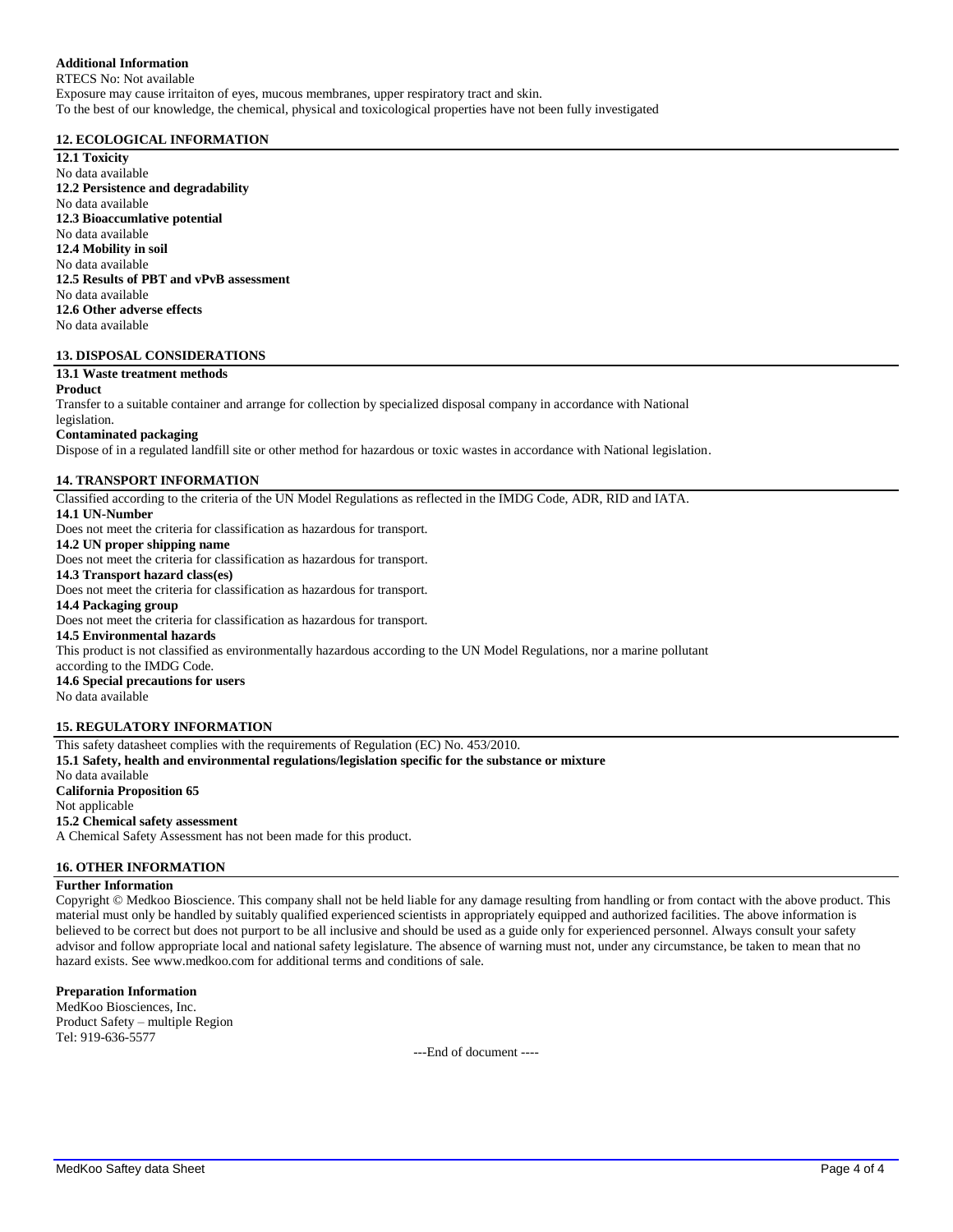**Additional Information**

RTECS No: Not available

Exposure may cause irritaiton of eyes, mucous membranes, upper respiratory tract and skin.

To the best of our knowledge, the chemical, physical and toxicological properties have not been fully investigated

## 12. ECOLOGICAL INFORMATION

**12.1 Toxicity**

No data available

**12.2 Persistence and degradability**

No data available

**12.3 Bioaccumlative potential**

No data available

**12.4 Mobility in soil**

No data available

**12.5 Results of PBT and vPvB assessment**

No data available

**12.6 Other adverse effects**

No data available

## 13. DISPOSAL CONSIDERATIONS

**13.1 Waste treatment methods**

**Product**

Transfer to a suitable container and arrange for collection by specialized disposal company in accordance with National legislation.

**Contaminated packaging**

Dispose of in a regulated landfill site or other method for hazardous or toxic wastes in accordance with National legislation.

## 14. TRANSPORT INFORMATION

Classified according to the criteria of the UN Model Regulations as reflected in the IMDG Code, ADR, RID and IATA.

**14.1 UN-Number**

Does not meet the criteria for classification as hazardous for transport.

**14.2 UN proper shipping name**

Does not meet the criteria for classification as hazardous for transport.

**14.3 Transport hazard class(es)**

Does not meet the criteria for classification as hazardous for transport.

**14.4 Packaging group**

Does not meet the criteria for classification as hazardous for transport.

**14.5 Environmental hazards**

This product is not classified as environmentally hazardous according to the UN Model Regulations, nor a marine pollutant according to the IMDG Code.

**14.6 Special precautions for users**

No data available

## 15. REGULATORY INFORMATION

This safety datasheet complies with the requirements of Regulation (EC) No. 453/2010.

**15.1 Safety, health and environmental regulations/legislation specific for the substance or mixture**

No data available

**California Proposition 65**

Not applicable

**15.2 Chemical safety assessment**

A Chemical Safety Assessment has not been made for this product.

## 16. OTHER INFORMATION

**Further Information**

Copyright © Medkoo Bioscience. This company shall not be held liable for any damage resulting from handling or from contact with the above product. This material must only be handled by suitably qualified experienced scientists in appropriately equipped and authorized facilities. The above information is believed to be correct but does not purport to be all inclusive and should be used as a guide only for experienced personnel. Always consult your safety advisor and follow appropriate local and national safety legisalture. The absence of warning must not, under any circumstance, be taken to mean that no hazard exists. See www.medkoo.com for additional terms and conditions of sale.

**Preparation Information**

MedKoo Biosciences, Inc.
Product Safety – multiple Region
Tel: 919-636-5577

---End of document ----